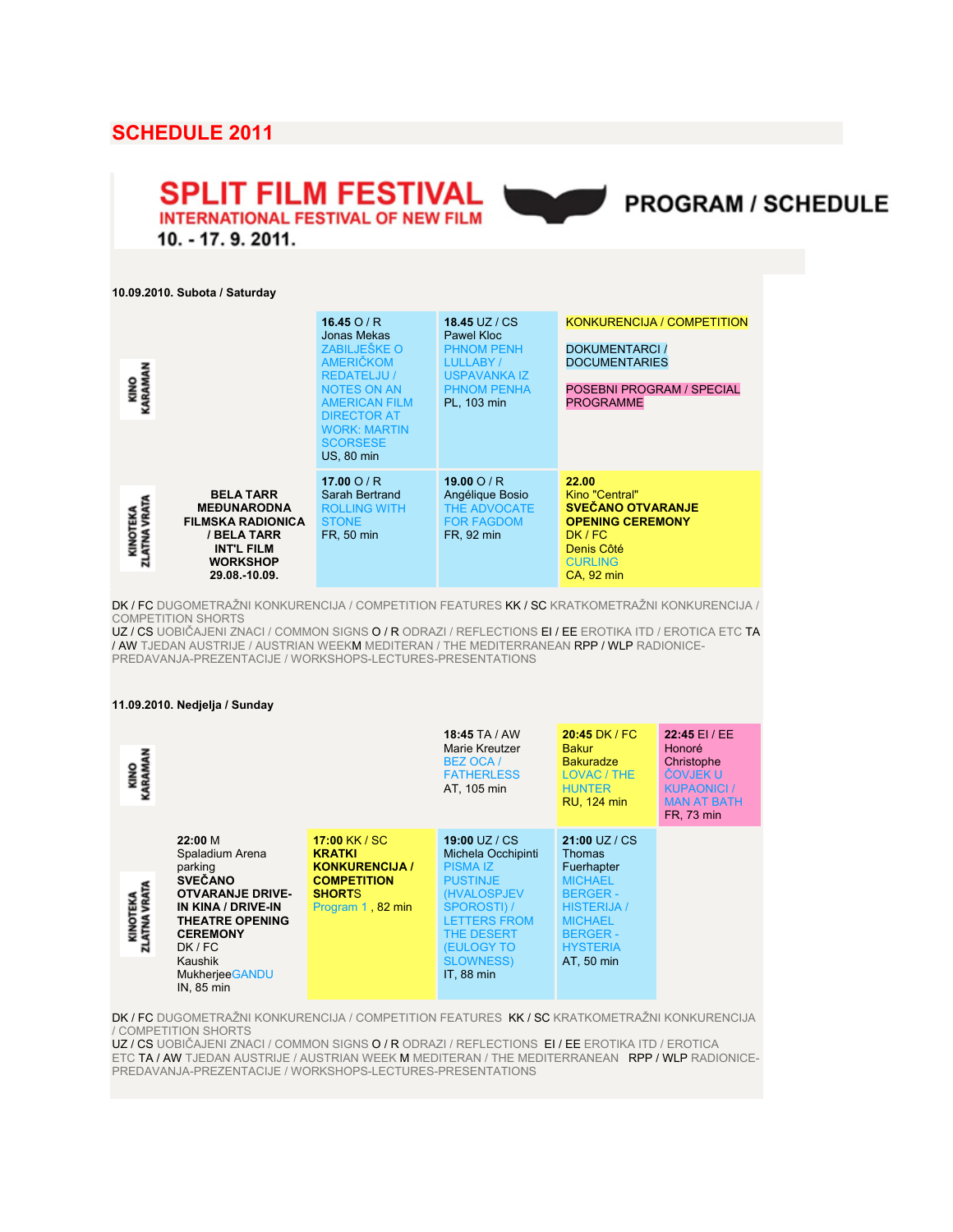# SCHEDULE 2011

**SPLIT FILM FESTIVAL**
**INTERNATIONAL FESTIVAL OF NEW FILM**
**10. - 17. 9. 2011.**

**PROGRAM / SCHEDULE**

**10.09.2010. Subota / Saturday**

| | | | | |
|---|---|---|---|---|
| KINO KARAMAN | | **16.45** O / R<br>Jonas Mekas<br>ZABILJEŠKE O AMERIČKOM REDATELJU / NOTES ON AN AMERICAN FILM DIRECTOR AT WORK: MARTIN SCORSESE<br>US, 80 min | **18.45** UZ / CS<br>Pawel Kloc<br>PHNOM PENH LULLABY / USPAVANKA IZ PHNOM PENHA<br>PL, 103 min | KONKURENCIJA / COMPETITION<br><br>DOKUMENTARCI / DOCUMENTARIES<br><br>POSEBNI PROGRAM / SPECIAL PROGRAMME |
| KINOTEKA ZLATNA VRATA | **BELA TARR MEĐUNARODNA FILMSKA RADIONICA / BELA TARR INT'L FILM WORKSHOP 29.08.-10.09.** | **17.00** O / R<br>Sarah Bertrand<br>ROLLING WITH STONE<br>FR, 50 min | **19.00** O / R<br>Angélique Bosio<br>THE ADVOCATE FOR FAGDOM<br>FR, 92 min | **22.00**<br>Kino "Central"<br>**SVEČANO OTVARANJE OPENING CEREMONY**<br>DK / FC<br>Denis Côté<br>CURLING<br>CA, 92 min |

DK / FC DUGOMETRAŽNI KONKURENCIJA / COMPETITION FEATURES KK / SC KRATKOMETRAŽNI KONKURENCIJA / COMPETITION SHORTS
UZ / CS UOBIČAJENI ZNACI / COMMON SIGNS O / R ODRAZI / REFLECTIONS EI / EE EROTIKA ITD / EROTICA ETC TA / AW TJEDAN AUSTRIJE / AUSTRIAN WEEK M MEDITERAN / THE MEDITERRANEAN RPP / WLP RADIONICE-PREDAVANJA-PREZENTACIJE / WORKSHOPS-LECTURES-PRESENTATIONS

**11.09.2010. Nedjelja / Sunday**

| | | | | | |
|---|---|---|---|---|---|
| KINO KARAMAN | | | **18:45** TA / AW<br>Marie Kreutzer<br>BEZ OCA / FATHERLESS<br>AT, 105 min | **20:45** DK / FC<br>Bakur Bakuradze<br>LOVAC / THE HUNTER<br>RU, 124 min | **22:45** EI / EE<br>Honoré Christophe<br>ČOVJEK U KUPAONICI / MAN AT BATH<br>FR, 73 min |
| KINOTEKA ZLATNA VRATA | **22:00** M<br>Spaladium Arena parking<br>**SVEČANO OTVARANJE DRIVE-IN KINA / DRIVE-IN THEATRE OPENING CEREMONY**<br>DK / FC<br>Kaushik Mukherjee GANDU<br>IN, 85 min | **17:00** KK / SC<br>**KRATKI KONKURENCIJA / COMPETITION SHORTS**<br>Program 1 , 82 min | **19:00** UZ / CS<br>Michela Occhipinti<br>PISMA IZ PUSTINJE (HVALOSPJEV SPOROSTI) / LETTERS FROM THE DESERT (EULOGY TO SLOWNESS)<br>IT, 88 min | **21:00** UZ / CS<br>Thomas Fuerhapter<br>MICHAEL BERGER - HISTERIJA / MICHAEL BERGER - HYSTERIA<br>AT, 50 min | |

DK / FC DUGOMETRAŽNI KONKURENCIJA / COMPETITION FEATURES KK / SC KRATKOMETRAŽNI KONKURENCIJA / COMPETITION SHORTS
UZ / CS UOBIČAJENI ZNACI / COMMON SIGNS O / R ODRAZI / REFLECTIONS EI / EE EROTIKA ITD / EROTICA ETC TA / AW TJEDAN AUSTRIJE / AUSTRIAN WEEK M MEDITERAN / THE MEDITERRANEAN RPP / WLP RADIONICE-PREDAVANJA-PREZENTACIJE / WORKSHOPS-LECTURES-PRESENTATIONS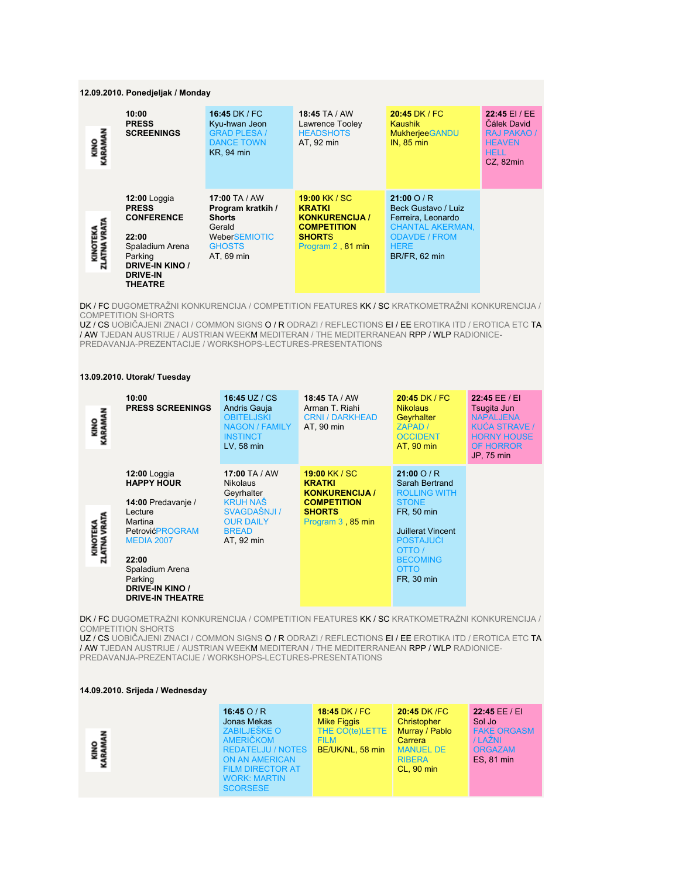**12.09.2010. Ponedjeljak / Monday**

| | | | | | |
|---|---|---|---|---|---|
| KINO KARAMAN | **10:00** **PRESS SCREENINGS** | **16:45** DK / FC Kyu-hwan Jeon GRAD PLESA / DANCE TOWN KR, 94 min | **18:45** TA / AW Lawrence Tooley HEADSHOTS AT, 92 min | **20:45** DK / FC Kaushik MukherjeeGANDU IN, 85 min | **22:45** EI / EE Čálek David RAJ PAKAO / HEAVEN HELL CZ, 82min |
| KINOTEKA ZLATNA VRATA | **12:00** Loggia **PRESS CONFERENCE** **22:00** Spaladium Arena Parking **DRIVE-IN KINO / DRIVE-IN THEATRE** | **17:00** TA / AW **Program kratkih / Shorts** Gerald WeberSEMIOTIC GHOSTS AT, 69 min | **19:00** KK / SC **KRATKI KONKURENCIJA / COMPETITION SHORTS** Program 2 , 81 min | **21:00** O / R Beck Gustavo / Luiz Ferreira, Leonardo CHANTAL AKERMAN, ODAVDE / FROM HERE BR/FR, 62 min | |

DK / FC DUGOMETRAŽNI KONKURENCIJA / COMPETITION FEATURES KK / SC KRATKOMETRAŽNI KONKURENCIJA / COMPETITION SHORTS
UZ / CS UOBIČAJENI ZNACI / COMMON SIGNS O / R ODRAZI / REFLECTIONS EI / EE EROTIKA ITD / EROTICA ETC TA / AW TJEDAN AUSTRIJE / AUSTRIAN WEEKM MEDITERAN / THE MEDITERRANEAN RPP / WLP RADIONICE-PREDAVANJA-PREZENTACIJE / WORKSHOPS-LECTURES-PRESENTATIONS

**13.09.2010. Utorak/ Tuesday**

| | | | | | |
|---|---|---|---|---|---|
| KINO KARAMAN | **10:00** **PRESS SCREENINGS** | **16:45** UZ / CS Andris Gauja OBITELJSKI NAGON / FAMILY INSTINCT LV, 58 min | **18:45** TA / AW Arman T. Riahi CRNI / DARKHEAD AT, 90 min | **20:45** DK / FC Nikolaus Geyrhalter ZAPAD / OCCIDENT AT, 90 min | **22:45** EE / EI Tsugita Jun NAPALJENA KUĆA STRAVE / HORNY HOUSE OF HORROR JP, 75 min |
| KINOTEKA ZLATNA VRATA | **12:00** Loggia **HAPPY HOUR** **14:00** Predavanje / Lecture Martina PetrovićPROGRAM MEDIA 2007 **22:00** Spaladium Arena Parking **DRIVE-IN KINO / DRIVE-IN THEATRE** | **17:00** TA / AW Nikolaus Geyrhalter KRUH NAŠ SVAGDAŠNJI / OUR DAILY BREAD AT, 92 min | **19:00** KK / SC **KRATKI KONKURENCIJA / COMPETITION SHORTS** Program 3 , 85 min | **21:00** O / R Sarah Bertrand ROLLING WITH STONE FR, 50 min Juillerat Vincent POSTAJUĆI OTTO / BECOMING OTTO FR, 30 min | |

DK / FC DUGOMETRAŽNI KONKURENCIJA / COMPETITION FEATURES KK / SC KRATKOMETRAŽNI KONKURENCIJA / COMPETITION SHORTS
UZ / CS UOBIČAJENI ZNACI / COMMON SIGNS O / R ODRAZI / REFLECTIONS EI / EE EROTIKA ITD / EROTICA ETC TA / AW TJEDAN AUSTRIJE / AUSTRIAN WEEKM MEDITERAN / THE MEDITERRANEAN RPP / WLP RADIONICE-PREDAVANJA-PREZENTACIJE / WORKSHOPS-LECTURES-PRESENTATIONS

**14.09.2010. Srijeda / Wednesday**

| | | | | | |
|---|---|---|---|---|---|
| KINO KARAMAN | | **16:45** O / R Jonas Mekas ZABILJEŠKE O AMERIČKOM REDATELJU / NOTES ON AN AMERICAN FILM DIRECTOR AT WORK: MARTIN SCORSESE | **18:45** DK / FC Mike Figgis THE CO(te)LETTE FILM BE/UK/NL, 58 min | **20:45** DK /FC Christopher Murray / Pablo Carrera MANUEL DE RIBERA CL, 90 min | **22:45** EE / EI Sol Jo FAKE ORGASM / LAŽNI ORGAZAM ES, 81 min |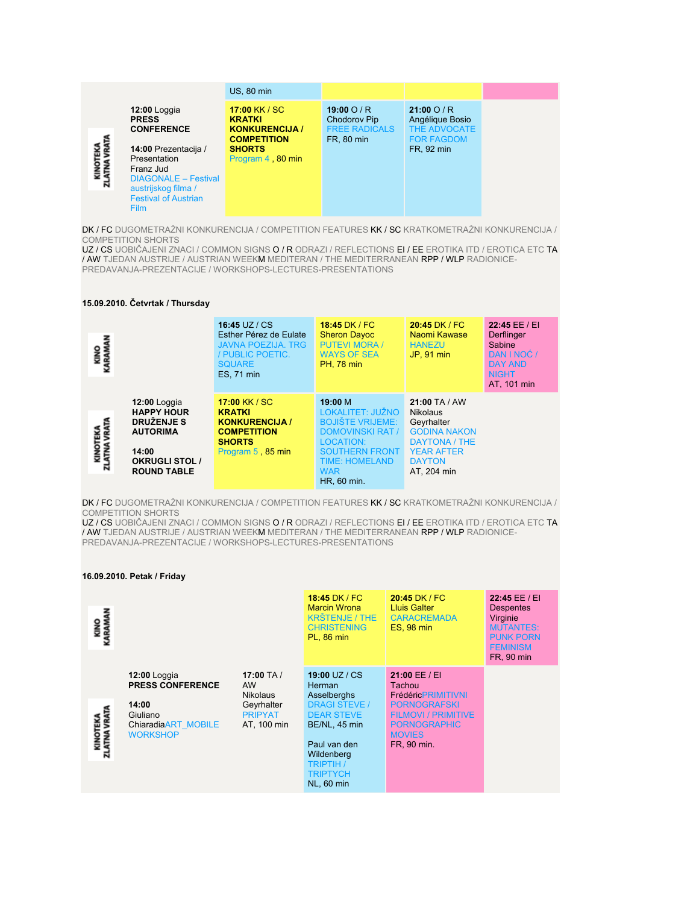| | | | | | |
|---|---|---|---|---|---|
| | | US, 80 min | | | |
| KINOTEKA ZLATNA VRATA | **12:00** Loggia **PRESS CONFERENCE** **14:00** Prezentacija / Presentation Franz Jud DIAGONALE – Festival austrijskog filma / Festival of Austrian Film | **17:00** KK / SC **KRATKI KONKURENCIJA / COMPETITION SHORTS** Program 4 , 80 min | **19:00** O / R Chodorov Pip FREE RADICALS FR, 80 min | **21:00** O / R Angélique Bosio THE ADVOCATE FOR FAGDOM FR, 92 min | |

DK / FC DUGOMETRAŽNI KONKURENCIJA / COMPETITION FEATURES KK / SC KRATKOMETRAŽNI KONKURENCIJA / COMPETITION SHORTS
UZ / CS UOBIČAJENI ZNACI / COMMON SIGNS O / R ODRAZI / REFLECTIONS EI / EE EROTIKA ITD / EROTICA ETC TA / AW TJEDAN AUSTRIJE / AUSTRIAN WEEKM MEDITERAN / THE MEDITERRANEAN RPP / WLP RADIONICE-PREDAVANJA-PREZENTACIJE / WORKSHOPS-LECTURES-PRESENTATIONS

**15.09.2010. Četvrtak / Thursday**

| | | | | | |
|---|---|---|---|---|---|
| KINO KARAMAN | | **16:45** UZ / CS Esther Pérez de Eulate JAVNA POEZIJA. TRG / PUBLIC POETIC. SQUARE ES, 71 min | **18:45** DK / FC Sheron Dayoc PUTEVI MORA / WAYS OF SEA PH, 78 min | **20:45** DK / FC Naomi Kawase HANEZU JP, 91 min | **22:45** EE / EI Derflinger Sabine DAN I NOĆ / DAY AND NIGHT AT, 101 min |
| KINOTEKA ZLATNA VRATA | **12:00** Loggia **HAPPY HOUR DRUŽENJE S AUTORIMA** **14:00** **OKRUGLI STOL / ROUND TABLE** | **17:00** KK / SC **KRATKI KONKURENCIJA / COMPETITION SHORTS** Program 5 , 85 min | **19:00** M LOKALITET: JUŽNO BOJIŠTE VRIJEME: DOMOVINSKI RAT / LOCATION: SOUTHERN FRONT TIME: HOMELAND WAR HR, 60 min. | **21:00** TA / AW Nikolaus Geyrhalter GODINA NAKON DAYTONA / THE YEAR AFTER DAYTON AT, 204 min | |

DK / FC DUGOMETRAŽNI KONKURENCIJA / COMPETITION FEATURES KK / SC KRATKOMETRAŽNI KONKURENCIJA / COMPETITION SHORTS
UZ / CS UOBIČAJENI ZNACI / COMMON SIGNS O / R ODRAZI / REFLECTIONS EI / EE EROTIKA ITD / EROTICA ETC TA / AW TJEDAN AUSTRIJE / AUSTRIAN WEEKM MEDITERAN / THE MEDITERRANEAN RPP / WLP RADIONICE-PREDAVANJA-PREZENTACIJE / WORKSHOPS-LECTURES-PRESENTATIONS

**16.09.2010. Petak / Friday**

| | | | | | |
|---|---|---|---|---|---|
| KINO KARAMAN | | | **18:45** DK / FC Marcin Wrona KRŠTENJE / THE CHRISTENING PL, 86 min | **20:45** DK / FC Lluis Galter CARACREMADA ES, 98 min | **22:45** EE / EI Despentes Virginie MUTANTES: PUNK PORN FEMINISM FR, 90 min |
| KINOTEKA ZLATNA VRATA | **12:00** Loggia **PRESS CONFERENCE** **14:00** Giuliano ChiaradiaART_MOBILE WORKSHOP | **17:00** TA / AW Nikolaus Geyrhalter PRIPYAT AT, 100 min | **19:00** UZ / CS Herman Asselberghs DRAGI STEVE / DEAR STEVE BE/NL, 45 min Paul van den Wildenberg TRIPTIH / TRIPTYCH NL, 60 min | **21:00** EE / EI Tachou FrédéricPRIMITIVNI PORNOGRAFSKI FILMOVI / PRIMITIVE PORNOGRAPHIC MOVIES FR, 90 min. | |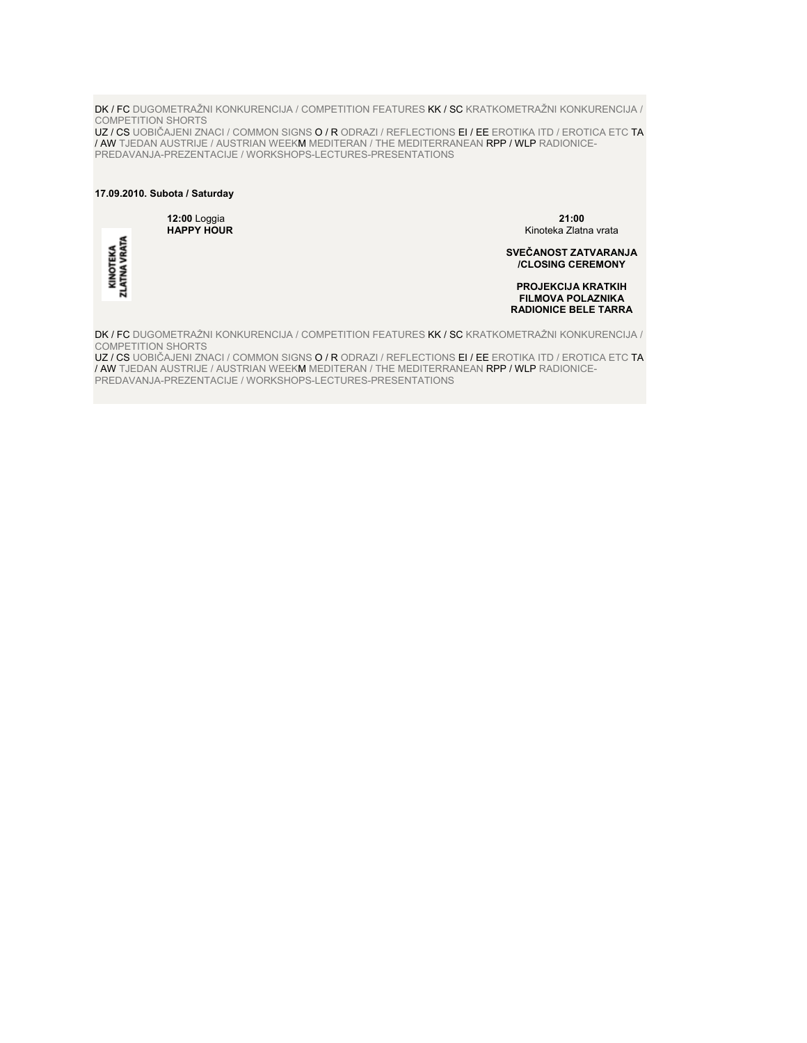DK / FC DUGOMETRAŽNI KONKURENCIJA / COMPETITION FEATURES KK / SC KRATKOMETRAŽNI KONKURENCIJA / COMPETITION SHORTS
UZ / CS UOBIČAJENI ZNACI / COMMON SIGNS O / R ODRAZI / REFLECTIONS EI / EE EROTIKA ITD / EROTICA ETC TA / AW TJEDAN AUSTRIJE / AUSTRIAN WEEKM MEDITERAN / THE MEDITERRANEAN RPP / WLP RADIONICE-PREDAVANJA-PREZENTACIJE / WORKSHOPS-LECTURES-PRESENTATIONS

**17.09.2010. Subota / Saturday**

KINOTEKA ZLATNA VRATA

**12:00** Loggia
**HAPPY HOUR**

**21:00**
Kinoteka Zlatna vrata

**SVEČANOST ZATVARANJA /CLOSING CEREMONY**

**PROJEKCIJA KRATKIH FILMOVA POLAZNIKA RADIONICE BELE TARRA**

DK / FC DUGOMETRAŽNI KONKURENCIJA / COMPETITION FEATURES KK / SC KRATKOMETRAŽNI KONKURENCIJA / COMPETITION SHORTS
UZ / CS UOBIČAJENI ZNACI / COMMON SIGNS O / R ODRAZI / REFLECTIONS EI / EE EROTIKA ITD / EROTICA ETC TA / AW TJEDAN AUSTRIJE / AUSTRIAN WEEKM MEDITERAN / THE MEDITERRANEAN RPP / WLP RADIONICE-PREDAVANJA-PREZENTACIJE / WORKSHOPS-LECTURES-PRESENTATIONS